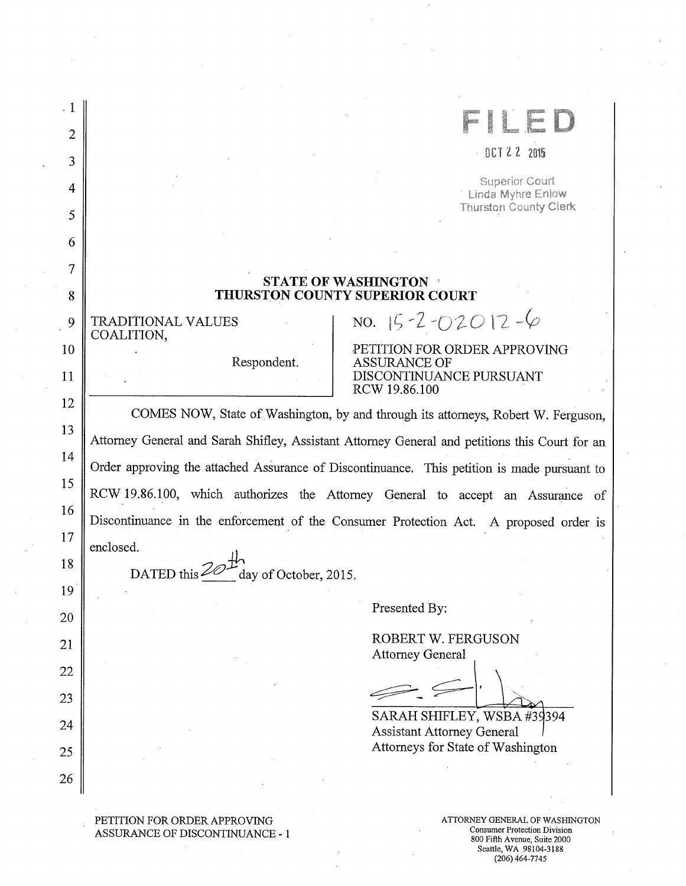**FILED**

OCT 22 2015

Superior Court
Linda Myhre Enlow
Thurston County Clerk

**STATE OF WASHINGTON**
**THURSTON COUNTY SUPERIOR COURT**

| TRADITIONAL VALUES COALITION, Respondent. | NO. 15-2-02012-6 PETITION FOR ORDER APPROVING ASSURANCE OF DISCONTINUANCE PURSUANT RCW 19.86.100 |
|---|---|

COMES NOW, State of Washington, by and through its attorneys, Robert W. Ferguson, Attorney General and Sarah Shifley, Assistant Attorney General and petitions this Court for an Order approving the attached Assurance of Discontinuance. This petition is made pursuant to RCW 19.86.100, which authorizes the Attorney General to accept an Assurance of Discontinuance in the enforcement of the Consumer Protection Act. A proposed order is enclosed.

DATED this 20th day of October, 2015.

Presented By:

ROBERT W. FERGUSON
Attorney General

SARAH SHIFLEY, WSBA #39394
Assistant Attorney General
Attorneys for State of Washington

PETITION FOR ORDER APPROVING ASSURANCE OF DISCONTINUANCE - 1

ATTORNEY GENERAL OF WASHINGTON
Consumer Protection Division
800 Fifth Avenue, Suite 2000
Seattle, WA 98104-3188
(206) 464-7745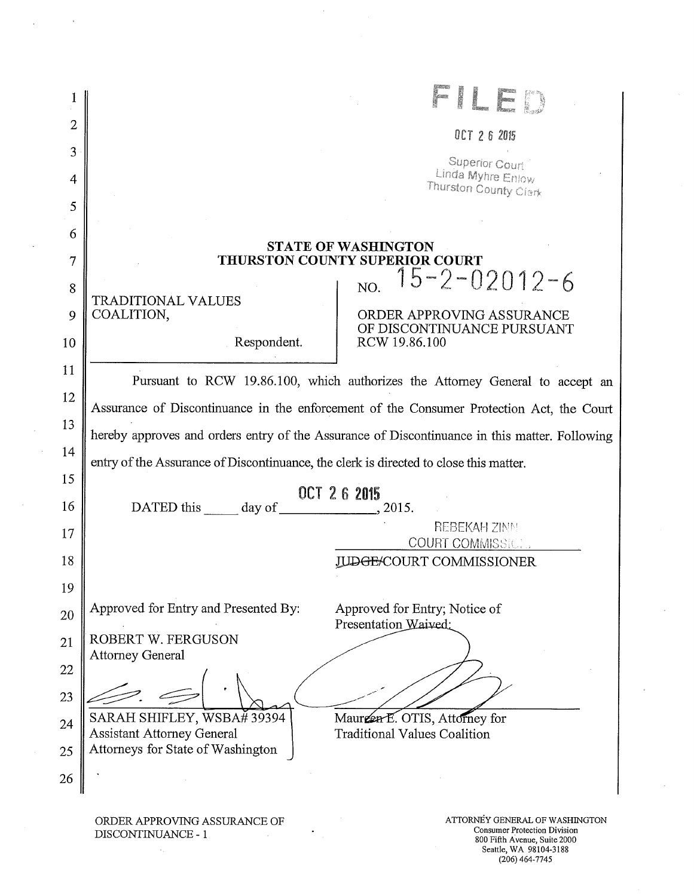FILED

OCT 2 6 2015

Superior Court
Linda Myhre Enlow
Thurston County Clerk

**STATE OF WASHINGTON**
**THURSTON COUNTY SUPERIOR COURT**

| | |
|---|---|
| TRADITIONAL VALUES COALITION,<br><br>Respondent. | NO. 15-2-02012-6<br><br>ORDER APPROVING ASSURANCE OF DISCONTINUANCE PURSUANT RCW 19.86.100 |

Pursuant to RCW 19.86.100, which authorizes the Attorney General to accept an Assurance of Discontinuance in the enforcement of the Consumer Protection Act, the Court hereby approves and orders entry of the Assurance of Discontinuance in this matter. Following entry of the Assurance of Discontinuance, the clerk is directed to close this matter.

DATED this _____ day of OCT 2 6 2015, 2015.

REBEKAH ZINN
COURT COMMISSIONER
~~JUDGE/~~COURT COMMISSIONER

| | |
|---|---|
| Approved for Entry and Presented By:<br><br>ROBERT W. FERGUSON<br>Attorney General<br><br>SARAH SHIFLEY, WSBA# 39394<br>Assistant Attorney General<br>Attorneys for State of Washington | Approved for Entry; Notice of Presentation Waived:<br><br><br><br><br>Maureen E. OTIS, Attorney for Traditional Values Coalition |

ORDER APPROVING ASSURANCE OF DISCONTINUANCE - 1

ATTORNEY GENERAL OF WASHINGTON
Consumer Protection Division
800 Fifth Avenue, Suite 2000
Seattle, WA 98104-3188
(206) 464-7745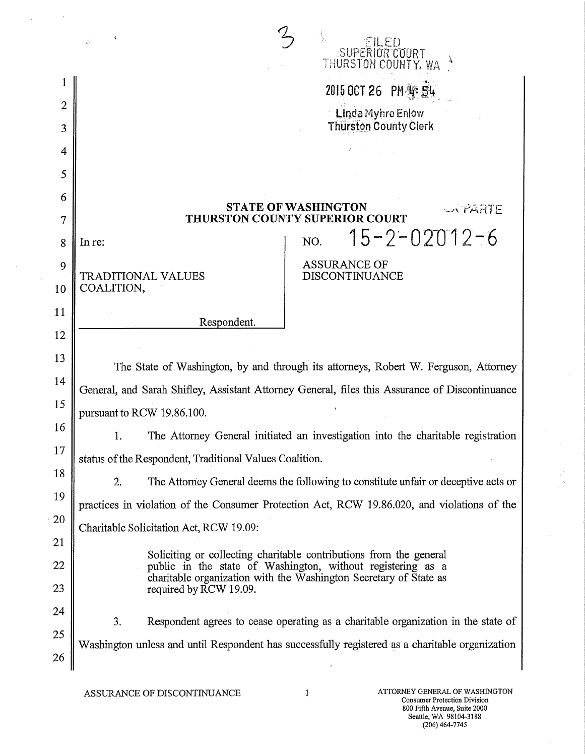FILED
SUPERIOR COURT
THURSTON COUNTY, WA

2015 OCT 26 PM 4:54

Linda Myhre Enlow
Thurston County Clerk

**STATE OF WASHINGTON**
**THURSTON COUNTY SUPERIOR COURT**

EX PARTE

In re:

TRADITIONAL VALUES COALITION,

Respondent.

NO. 15-2-02012-6

ASSURANCE OF DISCONTINUANCE

The State of Washington, by and through its attorneys, Robert W. Ferguson, Attorney General, and Sarah Shifley, Assistant Attorney General, files this Assurance of Discontinuance pursuant to RCW 19.86.100.

1. The Attorney General initiated an investigation into the charitable registration status of the Respondent, Traditional Values Coalition.

2. The Attorney General deems the following to constitute unfair or deceptive acts or practices in violation of the Consumer Protection Act, RCW 19.86.020, and violations of the Charitable Solicitation Act, RCW 19.09:

> Soliciting or collecting charitable contributions from the general public in the state of Washington, without registering as a charitable organization with the Washington Secretary of State as required by RCW 19.09.

3. Respondent agrees to cease operating as a charitable organization in the state of Washington unless and until Respondent has successfully registered as a charitable organization

ASSURANCE OF DISCONTINUANCE

ATTORNEY GENERAL OF WASHINGTON
Consumer Protection Division
800 Fifth Avenue, Suite 2000
Seattle, WA 98104-3188
(206) 464-7745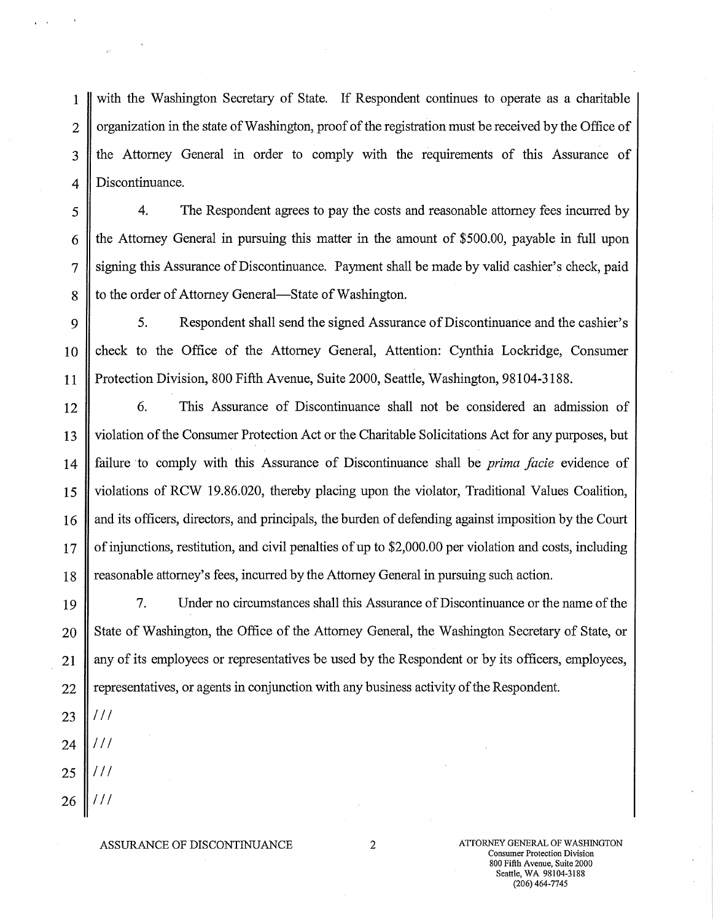with the Washington Secretary of State. If Respondent continues to operate as a charitable organization in the state of Washington, proof of the registration must be received by the Office of the Attorney General in order to comply with the requirements of this Assurance of Discontinuance.

4. The Respondent agrees to pay the costs and reasonable attorney fees incurred by the Attorney General in pursuing this matter in the amount of $500.00, payable in full upon signing this Assurance of Discontinuance. Payment shall be made by valid cashier's check, paid to the order of Attorney General—State of Washington.

5. Respondent shall send the signed Assurance of Discontinuance and the cashier's check to the Office of the Attorney General, Attention: Cynthia Lockridge, Consumer Protection Division, 800 Fifth Avenue, Suite 2000, Seattle, Washington, 98104-3188.

6. This Assurance of Discontinuance shall not be considered an admission of violation of the Consumer Protection Act or the Charitable Solicitations Act for any purposes, but failure to comply with this Assurance of Discontinuance shall be *prima facie* evidence of violations of RCW 19.86.020, thereby placing upon the violator, Traditional Values Coalition, and its officers, directors, and principals, the burden of defending against imposition by the Court of injunctions, restitution, and civil penalties of up to $2,000.00 per violation and costs, including reasonable attorney's fees, incurred by the Attorney General in pursuing such action.

7. Under no circumstances shall this Assurance of Discontinuance or the name of the State of Washington, the Office of the Attorney General, the Washington Secretary of State, or any of its employees or representatives be used by the Respondent or by its officers, employees, representatives, or agents in conjunction with any business activity of the Respondent.

///

///

///

///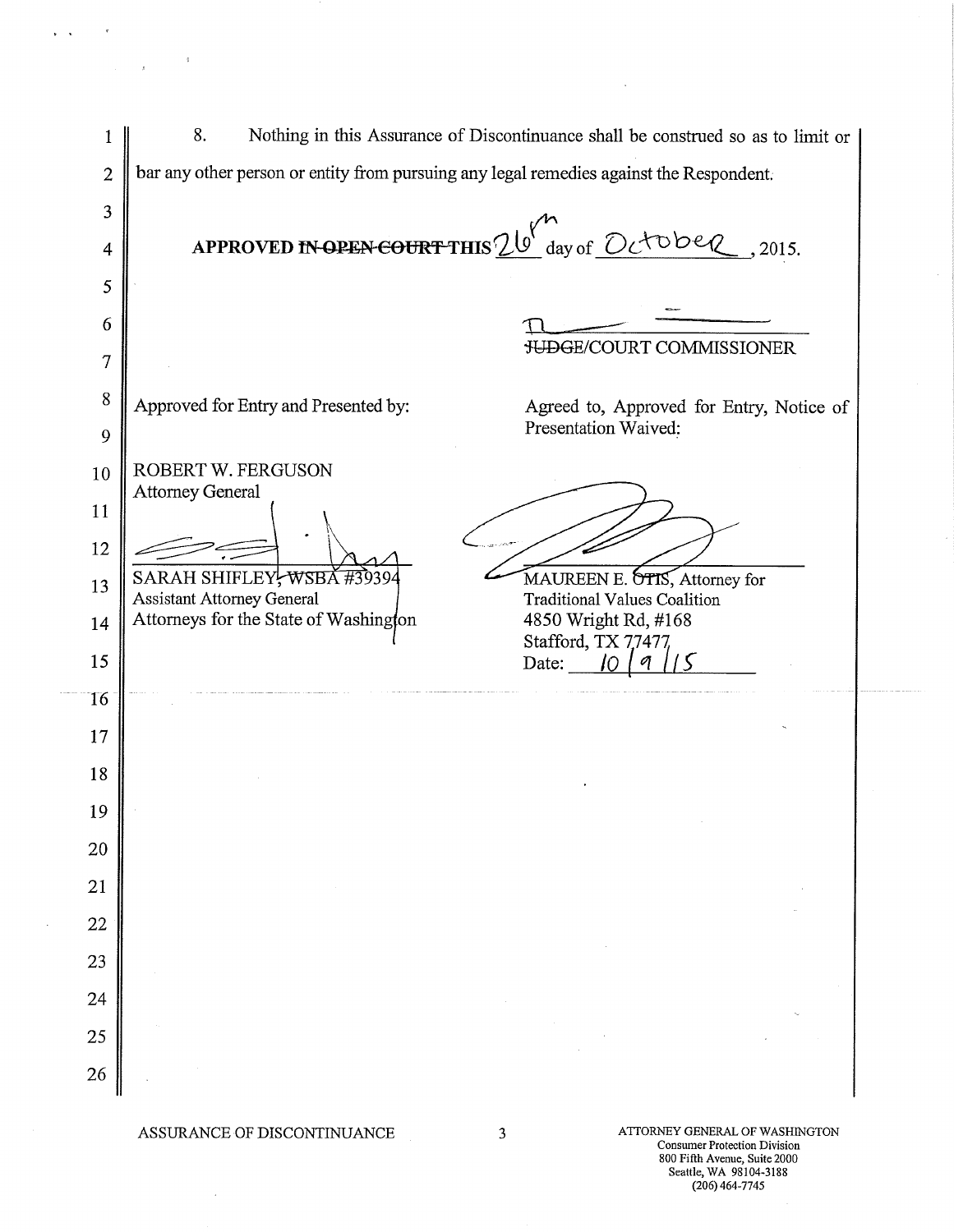8. Nothing in this Assurance of Discontinuance shall be construed so as to limit or bar any other person or entity from pursuing any legal remedies against the Respondent.

**APPROVED ~~IN OPEN COURT~~ THIS** 26th day of October, 2015.

~~JUDGE~~/COURT COMMISSIONER

Approved for Entry and Presented by:

ROBERT W. FERGUSON
Attorney General

SARAH SHIFLEY, WSBA #39394
Assistant Attorney General
Attorneys for the State of Washington

Agreed to, Approved for Entry, Notice of Presentation Waived:

MAUREEN E. OTIS, Attorney for
Traditional Values Coalition
4850 Wright Rd, #168
Stafford, TX 77477
Date: 10/9/15

ASSURANCE OF DISCONTINUANCE

ATTORNEY GENERAL OF WASHINGTON
Consumer Protection Division
800 Fifth Avenue, Suite 2000
Seattle, WA 98104-3188
(206) 464-7745